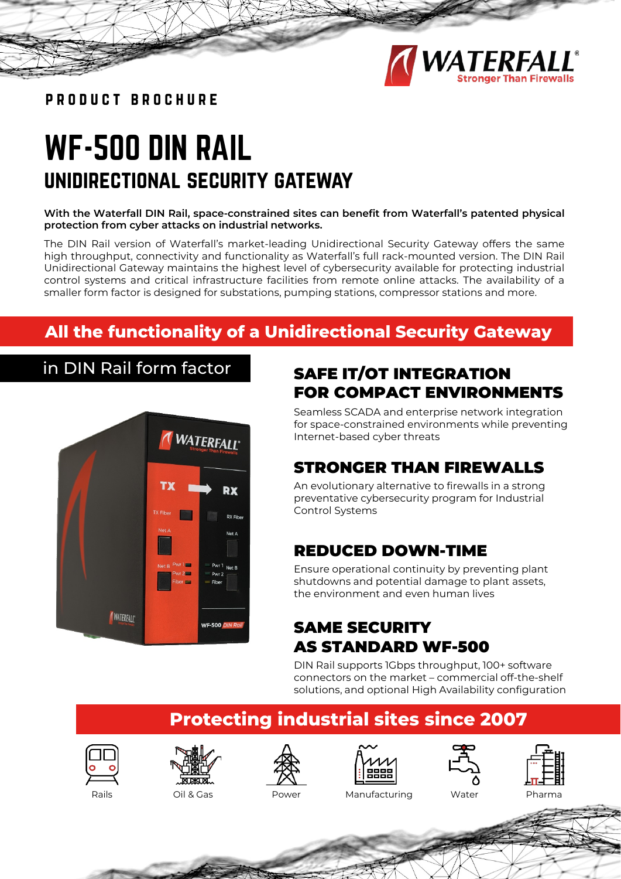PRODUCT BROCHURE

# WF-500 DIN RAIL

## UNIDIRECTIONAL SECURITY GATEWAY

**With the Waterfall DIN Rail, space-constrained sites can benefit from Waterfall's patented physical protection from cyber attacks on industrial networks.**

The DIN Rail version of Waterfall's market-leading Unidirectional Security Gateway offers the same high throughput, connectivity and functionality as Waterfall's full rack-mounted version. The DIN Rail Unidirectional Gateway maintains the highest level of cybersecurity available for protecting industrial control systems and critical infrastructure facilities from remote online attacks. The availability of a smaller form factor is designed for substations, pumping stations, compressor stations and more.

## All the functionality of a Unidirectional Security Gateway

in DIN Rail form factor

### SAFE IT/OT INTEGRATION FOR COMPACT ENVIRONMENTS

Seamless SCADA and enterprise network integration for space-constrained environments while preventing Internet-based cyber threats

### STRONGER THAN FIREWALLS

An evolutionary alternative to firewalls in a strong preventative cybersecurity program for Industrial Control Systems

### REDUCED DOWN-TIME

Ensure operational continuity by preventing plant shutdowns and potential damage to plant assets, the environment and even human lives

### SAME SECURITY AS STANDARD WF-500

DIN Rail supports 1Gbps throughput, 100+ software connectors on the market – commercial off-the-shelf solutions, and optional High Availability configuration

## Protecting industrial sites since 2007

Rails | Oil & Gas | Power | Manufacturing | Water | Pharma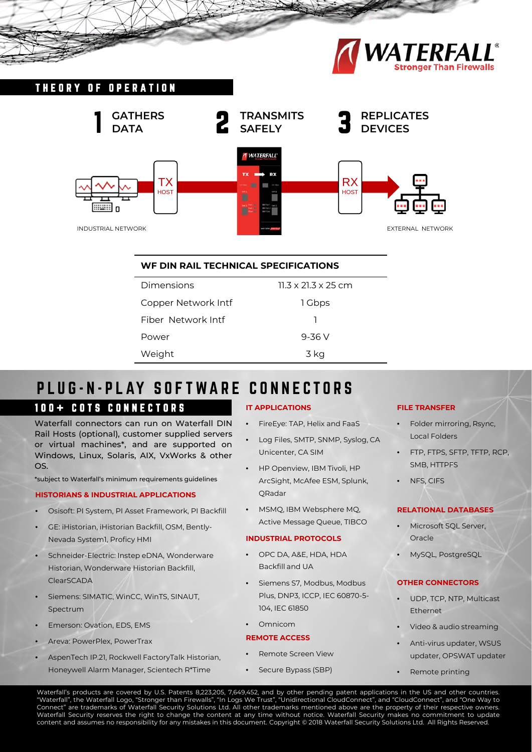## THEORY OF OPERATION

**1** GATHERS DATA

**2** TRANSMITS SAFELY

**3** REPLICATES DEVICES

TX HOST

WATERFALL

TX → RX

RX HOST

INDUSTRIAL NETWORK

EXTERNAL NETWORK

| WF DIN RAIL TECHNICAL SPECIFICATIONS | |
|---|---|
| Dimensions | 11.3 x 21.3 x 25 cm |
| Copper Network Intf | 1 Gbps |
| Fiber Network Intf | 1 |
| Power | 9-36 V |
| Weight | 3 kg |

# PLUG-N-PLAY SOFTWARE CONNECTORS

## 100+ COTS CONNECTORS

Waterfall connectors can run on Waterfall DIN Rail Hosts (optional), customer supplied servers or virtual machines*, and are supported on Windows, Linux, Solaris, AIX, VxWorks & other OS.

*subject to Waterfall's minimum requirements guidelines

### HISTORIANS & INDUSTRIAL APPLICATIONS

- Osisoft: PI System, PI Asset Framework, PI Backfill
- GE: iHistorian, iHistorian Backfill, OSM, Bently-Nevada System1, Proficy HMI
- Schneider-Electric: Instep eDNA, Wonderware Historian, Wonderware Historian Backfill, ClearSCADA
- Siemens: SIMATIC, WinCC, WinTS, SINAUT, Spectrum
- Emerson: Ovation, EDS, EMS
- Areva: PowerPlex, PowerTrax
- AspenTech IP.21, Rockwell FactoryTalk Historian, Honeywell Alarm Manager, Scientech R*Time

### IT APPLICATIONS

- FireEye: TAP, Helix and FaaS
- Log Files, SMTP, SNMP, Syslog, CA Unicenter, CA SIM
- HP Openview, IBM Tivoli, HP ArcSight, McAfee ESM, Splunk, QRadar
- MSMQ, IBM Websphere MQ, Active Message Queue, TIBCO

### INDUSTRIAL PROTOCOLS

- OPC DA, A&E, HDA, HDA Backfill and UA
- Siemens S7, Modbus, Modbus Plus, DNP3, ICCP, IEC 60870-5-104, IEC 61850
- Omnicom

### REMOTE ACCESS

- Remote Screen View
- Secure Bypass (SBP)

### FILE TRANSFER

- Folder mirroring, Rsync, Local Folders
- FTP, FTPS, SFTP, TFTP, RCP, SMB, HTTPFS
- NFS, CIFS

### RELATIONAL DATABASES

- Microsoft SQL Server, Oracle
- MySQL, PostgreSQL

### OTHER CONNECTORS

- UDP, TCP, NTP, Multicast Ethernet
- Video & audio streaming
- Anti-virus updater, WSUS updater, OPSWAT updater
- Remote printing

Waterfall's products are covered by U.S. Patents 8,223,205, 7,649,452, and by other pending patent applications in the US and other countries. "Waterfall", the Waterfall Logo, "Stronger than Firewalls", "In Logs We Trust", "Unidirectional CloudConnect", and "CloudConnect", and "One Way to Connect" are trademarks of Waterfall Security Solutions Ltd. All other trademarks mentioned above are the property of their respective owners. Waterfall Security reserves the right to change the content at any time without notice. Waterfall Security makes no commitment to update content and assumes no responsibility for any mistakes in this document. Copyright © 2018 Waterfall Security Solutions Ltd. All Rights Reserved.